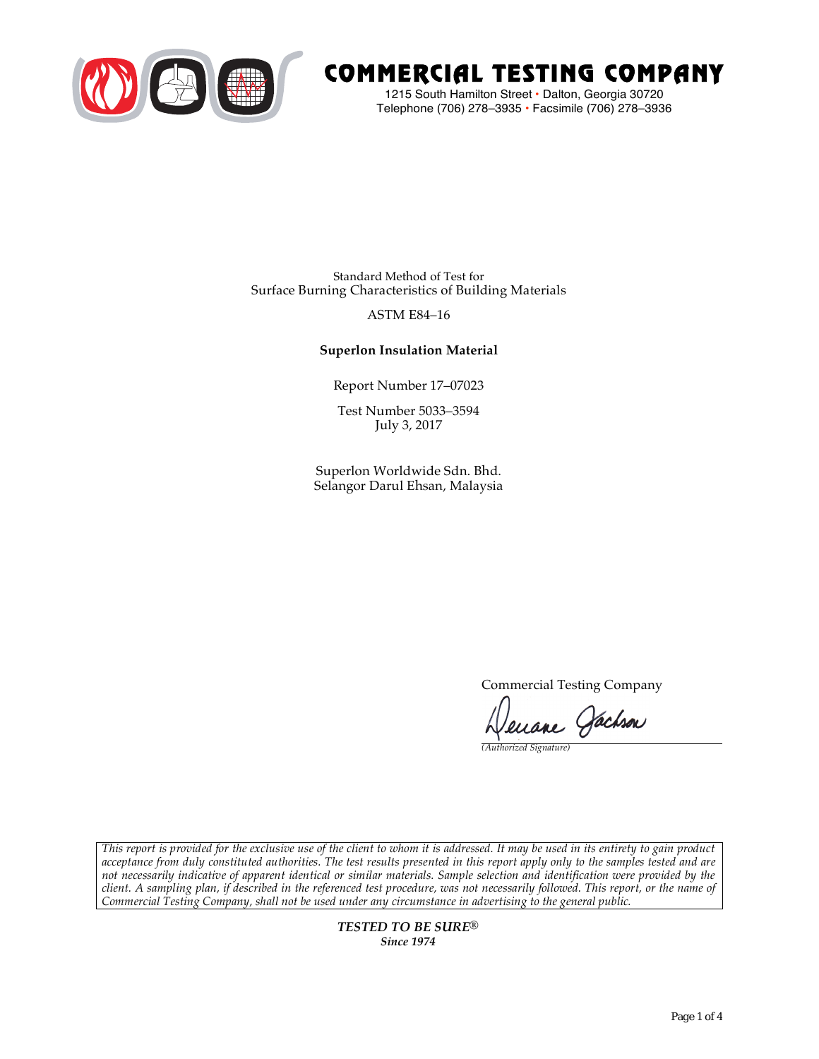# COMMERCIAL TESTING COMPANY

1215 South Hamilton Street • Dalton, Georgia 30720
Telephone (706) 278–3935 • Facsimile (706) 278–3936

Standard Method of Test for
Surface Burning Characteristics of Building Materials

ASTM E84–16

**Superlon Insulation Material**

Report Number 17–07023

Test Number 5033–3594
July 3, 2017

Superlon Worldwide Sdn. Bhd.
Selangor Darul Ehsan, Malaysia

Commercial Testing Company

*(Authorized Signature)*

*This report is provided for the exclusive use of the client to whom it is addressed. It may be used in its entirety to gain product acceptance from duly constituted authorities. The test results presented in this report apply only to the samples tested and are not necessarily indicative of apparent identical or similar materials. Sample selection and identification were provided by the client. A sampling plan, if described in the referenced test procedure, was not necessarily followed. This report, or the name of Commercial Testing Company, shall not be used under any circumstance in advertising to the general public.*

***TESTED TO BE SURE®***
***Since 1974***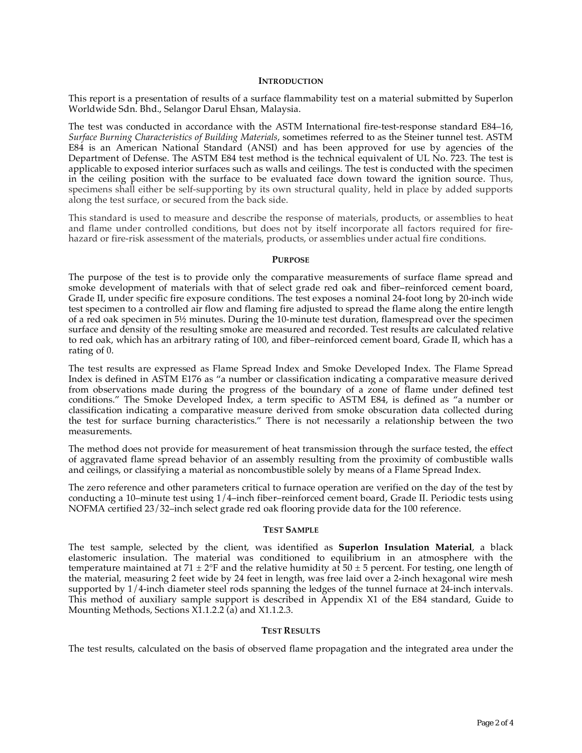## Introduction

This report is a presentation of results of a surface flammability test on a material submitted by Superlon Worldwide Sdn. Bhd., Selangor Darul Ehsan, Malaysia.

The test was conducted in accordance with the ASTM International fire-test-response standard E84–16, *Surface Burning Characteristics of Building Materials*, sometimes referred to as the Steiner tunnel test. ASTM E84 is an American National Standard (ANSI) and has been approved for use by agencies of the Department of Defense. The ASTM E84 test method is the technical equivalent of UL No. 723. The test is applicable to exposed interior surfaces such as walls and ceilings. The test is conducted with the specimen in the ceiling position with the surface to be evaluated face down toward the ignition source. Thus, specimens shall either be self-supporting by its own structural quality, held in place by added supports along the test surface, or secured from the back side.

This standard is used to measure and describe the response of materials, products, or assemblies to heat and flame under controlled conditions, but does not by itself incorporate all factors required for fire-hazard or fire-risk assessment of the materials, products, or assemblies under actual fire conditions.

## Purpose

The purpose of the test is to provide only the comparative measurements of surface flame spread and smoke development of materials with that of select grade red oak and fiber–reinforced cement board, Grade II, under specific fire exposure conditions. The test exposes a nominal 24-foot long by 20-inch wide test specimen to a controlled air flow and flaming fire adjusted to spread the flame along the entire length of a red oak specimen in 5½ minutes. During the 10-minute test duration, flamespread over the specimen surface and density of the resulting smoke are measured and recorded. Test results are calculated relative to red oak, which has an arbitrary rating of 100, and fiber–reinforced cement board, Grade II, which has a rating of 0.

The test results are expressed as Flame Spread Index and Smoke Developed Index. The Flame Spread Index is defined in ASTM E176 as "a number or classification indicating a comparative measure derived from observations made during the progress of the boundary of a zone of flame under defined test conditions." The Smoke Developed Index, a term specific to ASTM E84, is defined as "a number or classification indicating a comparative measure derived from smoke obscuration data collected during the test for surface burning characteristics." There is not necessarily a relationship between the two measurements.

The method does not provide for measurement of heat transmission through the surface tested, the effect of aggravated flame spread behavior of an assembly resulting from the proximity of combustible walls and ceilings, or classifying a material as noncombustible solely by means of a Flame Spread Index.

The zero reference and other parameters critical to furnace operation are verified on the day of the test by conducting a 10–minute test using 1/4–inch fiber–reinforced cement board, Grade II. Periodic tests using NOFMA certified 23/32–inch select grade red oak flooring provide data for the 100 reference.

## Test Sample

The test sample, selected by the client, was identified as **Superlon Insulation Material**, a black elastomeric insulation. The material was conditioned to equilibrium in an atmosphere with the temperature maintained at 71 ± 2°F and the relative humidity at 50 ± 5 percent. For testing, one length of the material, measuring 2 feet wide by 24 feet in length, was free laid over a 2-inch hexagonal wire mesh supported by 1/4-inch diameter steel rods spanning the ledges of the tunnel furnace at 24-inch intervals. This method of auxiliary sample support is described in Appendix X1 of the E84 standard, Guide to Mounting Methods, Sections X1.1.2.2 (a) and X1.1.2.3.

## Test Results

The test results, calculated on the basis of observed flame propagation and the integrated area under the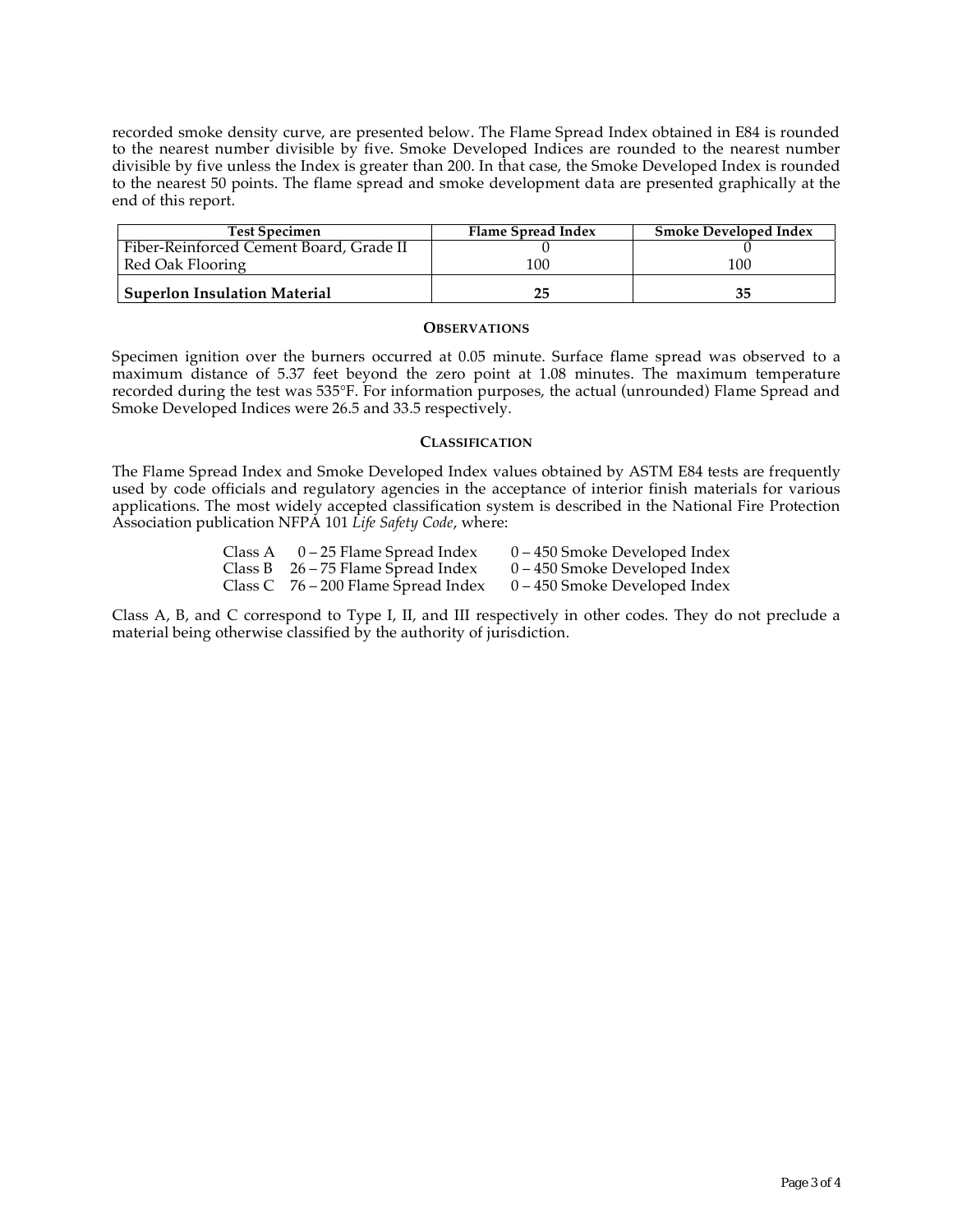recorded smoke density curve, are presented below. The Flame Spread Index obtained in E84 is rounded to the nearest number divisible by five. Smoke Developed Indices are rounded to the nearest number divisible by five unless the Index is greater than 200. In that case, the Smoke Developed Index is rounded to the nearest 50 points. The flame spread and smoke development data are presented graphically at the end of this report.

| Test Specimen | Flame Spread Index | Smoke Developed Index |
|---|---|---|
| Fiber-Reinforced Cement Board, Grade II | 0 | 0 |
| Red Oak Flooring | 100 | 100 |
| **Superlon Insulation Material** | **25** | **35** |

### Observations

Specimen ignition over the burners occurred at 0.05 minute. Surface flame spread was observed to a maximum distance of 5.37 feet beyond the zero point at 1.08 minutes. The maximum temperature recorded during the test was 535°F. For information purposes, the actual (unrounded) Flame Spread and Smoke Developed Indices were 26.5 and 33.5 respectively.

### Classification

The Flame Spread Index and Smoke Developed Index values obtained by ASTM E84 tests are frequently used by code officials and regulatory agencies in the acceptance of interior finish materials for various applications. The most widely accepted classification system is described in the National Fire Protection Association publication NFPA 101 *Life Safety Code*, where:

| Class | Flame Spread Index | Smoke Developed Index |
|---|---|---|
| Class A | 0 – 25 Flame Spread Index | 0 – 450 Smoke Developed Index |
| Class B | 26 – 75 Flame Spread Index | 0 – 450 Smoke Developed Index |
| Class C | 76 – 200 Flame Spread Index | 0 – 450 Smoke Developed Index |

Class A, B, and C correspond to Type I, II, and III respectively in other codes. They do not preclude a material being otherwise classified by the authority of jurisdiction.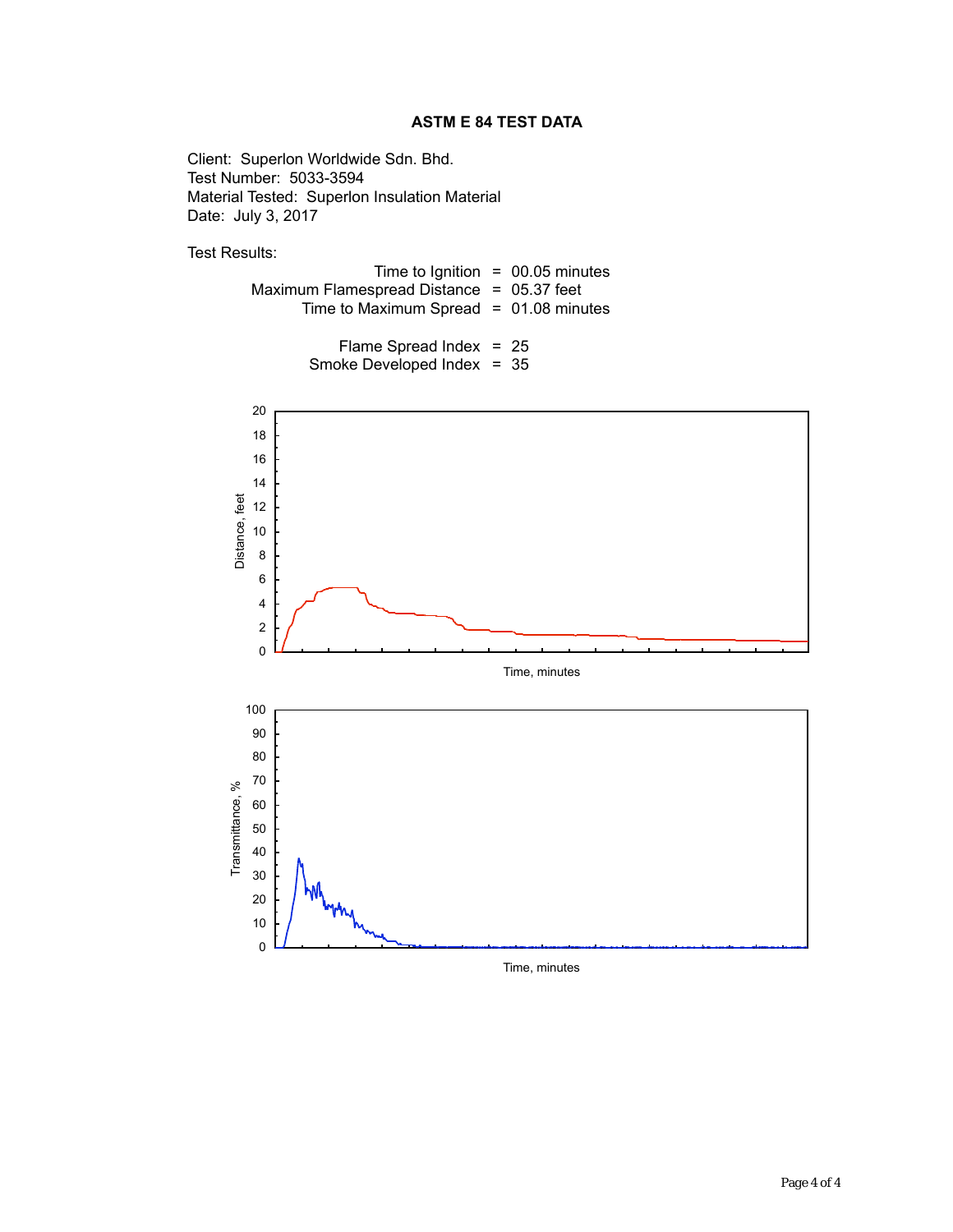# ASTM E 84 TEST DATA

Client: Superlon Worldwide Sdn. Bhd.
Test Number: 5033-3594
Material Tested: Superlon Insulation Material
Date: July 3, 2017

Test Results:

Time to Ignition = 00.05 minutes
Maximum Flamespread Distance = 05.37 feet
Time to Maximum Spread = 01.08 minutes

Flame Spread Index = 25
Smoke Developed Index = 35

Distance, feet

20
18
16
14
12
10
8
6
4
2
0

Time, minutes

Transmittance, %

100
90
80
70
60
50
40
30
20
10
0

Time, minutes